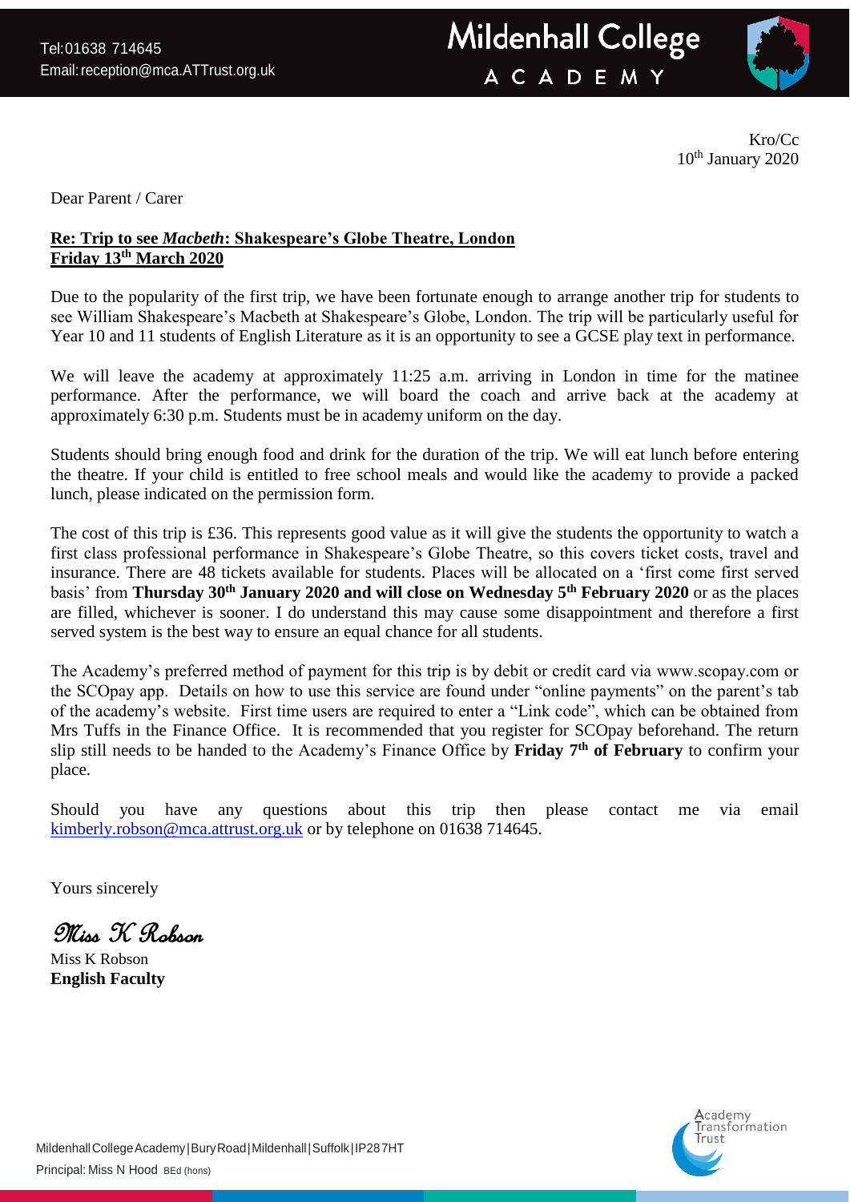Tel:01638 714645
Email: reception@mca.ATTrust.org.uk

**Mildenhall College ACADEMY**

Kro/Cc
10th January 2020

Dear Parent / Carer

**Re: Trip to see *Macbeth*: Shakespeare's Globe Theatre, London**
**Friday 13th March 2020**

Due to the popularity of the first trip, we have been fortunate enough to arrange another trip for students to see William Shakespeare's Macbeth at Shakespeare's Globe, London. The trip will be particularly useful for Year 10 and 11 students of English Literature as it is an opportunity to see a GCSE play text in performance.

We will leave the academy at approximately 11:25 a.m. arriving in London in time for the matinee performance. After the performance, we will board the coach and arrive back at the academy at approximately 6:30 p.m. Students must be in academy uniform on the day.

Students should bring enough food and drink for the duration of the trip. We will eat lunch before entering the theatre. If your child is entitled to free school meals and would like the academy to provide a packed lunch, please indicated on the permission form.

The cost of this trip is £36. This represents good value as it will give the students the opportunity to watch a first class professional performance in Shakespeare's Globe Theatre, so this covers ticket costs, travel and insurance. There are 48 tickets available for students. Places will be allocated on a 'first come first served basis' from **Thursday 30th January 2020 and will close on Wednesday 5th February 2020** or as the places are filled, whichever is sooner. I do understand this may cause some disappointment and therefore a first served system is the best way to ensure an equal chance for all students.

The Academy's preferred method of payment for this trip is by debit or credit card via www.scopay.com or the SCOpay app. Details on how to use this service are found under "online payments" on the parent's tab of the academy's website. First time users are required to enter a "Link code", which can be obtained from Mrs Tuffs in the Finance Office. It is recommended that you register for SCOpay beforehand. The return slip still needs to be handed to the Academy's Finance Office by **Friday 7th of February** to confirm your place.

Should you have any questions about this trip then please contact me via email kimberly.robson@mca.attrust.org.uk or by telephone on 01638 714645.

Yours sincerely

*Miss K Robson*

Miss K Robson
**English Faculty**

Mildenhall College Academy | Bury Road | Mildenhall | Suffolk | IP28 7HT
Principal: Miss N Hood BEd (hons)

Academy Transformation Trust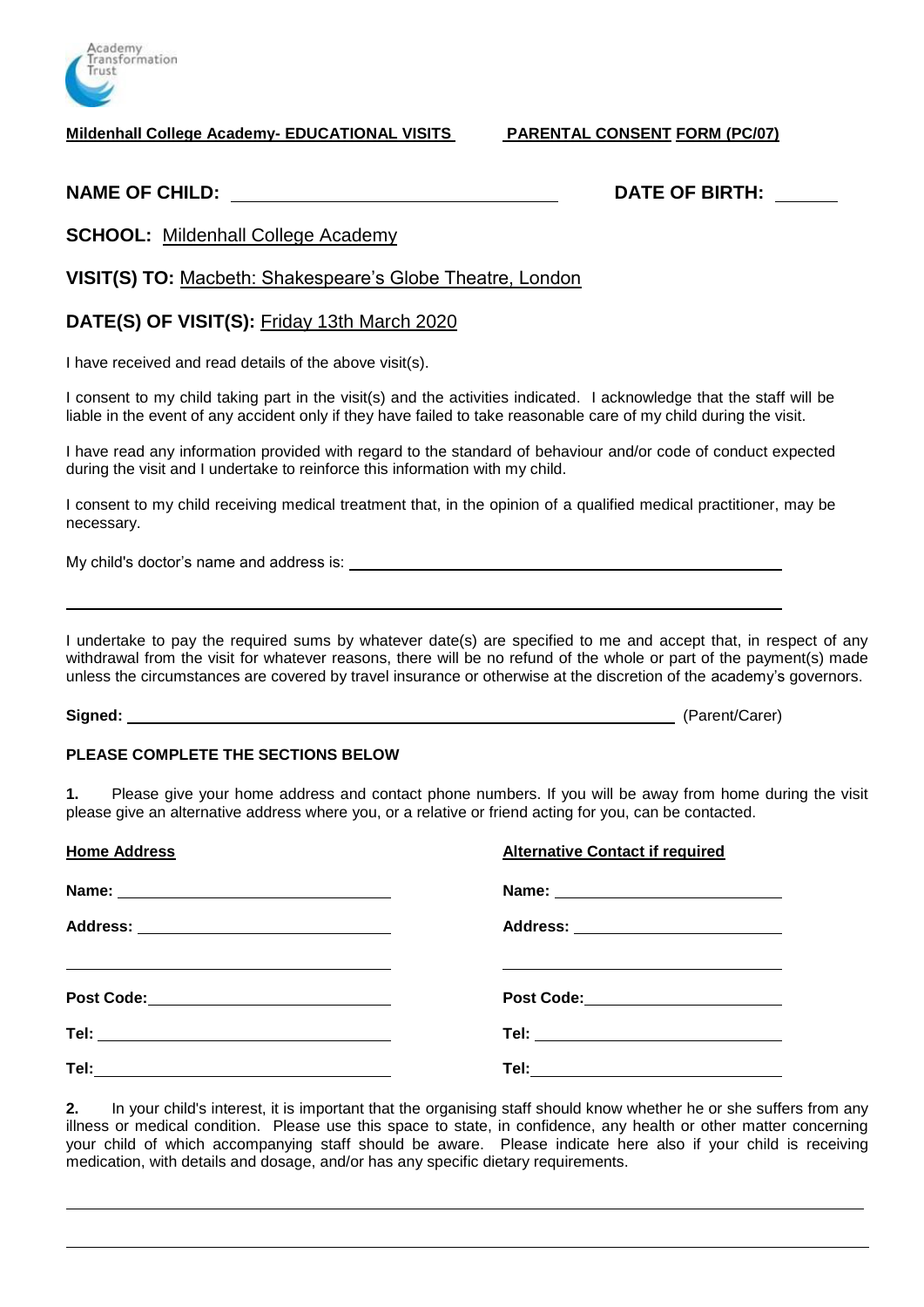**Mildenhall College Academy- EDUCATIONAL VISITS** **PARENTAL CONSENT FORM (PC/07)**

**NAME OF CHILD:** ______________________________ **DATE OF BIRTH:** ______

**SCHOOL:** Mildenhall College Academy

**VISIT(S) TO:** Macbeth: Shakespeare's Globe Theatre, London

**DATE(S) OF VISIT(S):** Friday 13th March 2020

I have received and read details of the above visit(s).

I consent to my child taking part in the visit(s) and the activities indicated. I acknowledge that the staff will be liable in the event of any accident only if they have failed to take reasonable care of my child during the visit.

I have read any information provided with regard to the standard of behaviour and/or code of conduct expected during the visit and I undertake to reinforce this information with my child.

I consent to my child receiving medical treatment that, in the opinion of a qualified medical practitioner, may be necessary.

My child's doctor's name and address is: ____________________________________________

____________________________________________________________________

I undertake to pay the required sums by whatever date(s) are specified to me and accept that, in respect of any withdrawal from the visit for whatever reasons, there will be no refund of the whole or part of the payment(s) made unless the circumstances are covered by travel insurance or otherwise at the discretion of the academy's governors.

**Signed:** ____________________________________________ (Parent/Carer)

**PLEASE COMPLETE THE SECTIONS BELOW**

**1.** Please give your home address and contact phone numbers. If you will be away from home during the visit please give an alternative address where you, or a relative or friend acting for you, can be contacted.

| **Home Address** | **Alternative Contact if required** |
|---|---|
| **Name:** ______________________ | **Name:** ______________________ |
| **Address:** ______________________ | **Address:** ______________________ |
| ______________________ | ______________________ |
| **Post Code:** ______________________ | **Post Code:** ______________________ |
| **Tel:** ______________________ | **Tel:** ______________________ |
| **Tel:** ______________________ | **Tel:** ______________________ |

**2.** In your child's interest, it is important that the organising staff should know whether he or she suffers from any illness or medical condition. Please use this space to state, in confidence, any health or other matter concerning your child of which accompanying staff should be aware. Please indicate here also if your child is receiving medication, with details and dosage, and/or has any specific dietary requirements.

____________________________________________________________________

____________________________________________________________________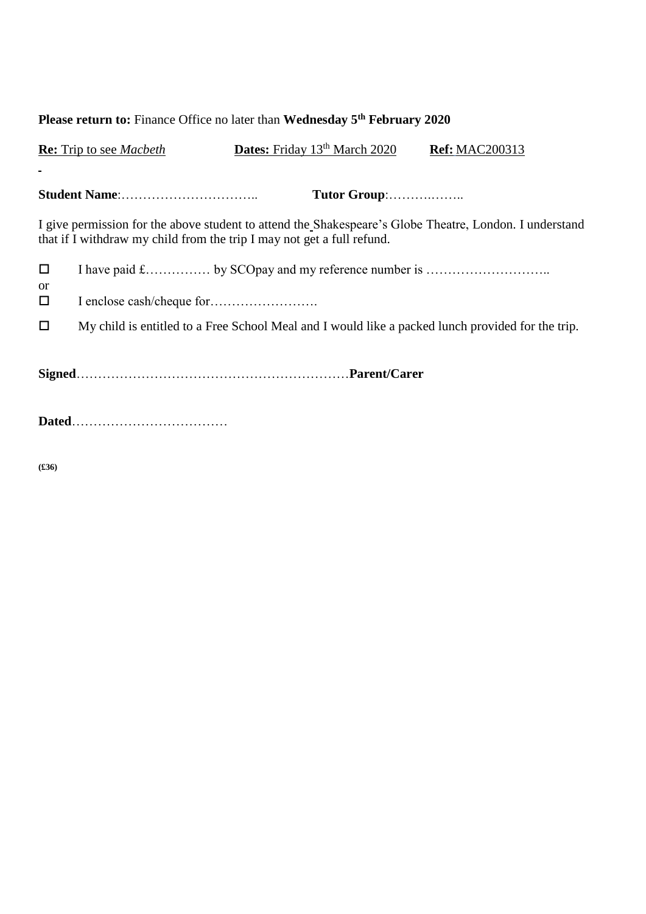**Please return to:** Finance Office no later than **Wednesday 5th February 2020**

**Re:** Trip to see *Macbeth* **Dates:** Friday 13th March 2020 **Ref:** MAC200313

**Student Name**:………………………….. **Tutor Group**:………….……..

I give permission for the above student to attend the Shakespeare's Globe Theatre, London. I understand that if I withdraw my child from the trip I may not get a full refund.

☐ I have paid £…………… by SCOpay and my reference number is ………………………..

or

☐ I enclose cash/cheque for…………………….

☐ My child is entitled to a Free School Meal and I would like a packed lunch provided for the trip.

**Signed**………………………………………………………**Parent/Carer**

**Dated**………………………………

**(£36)**